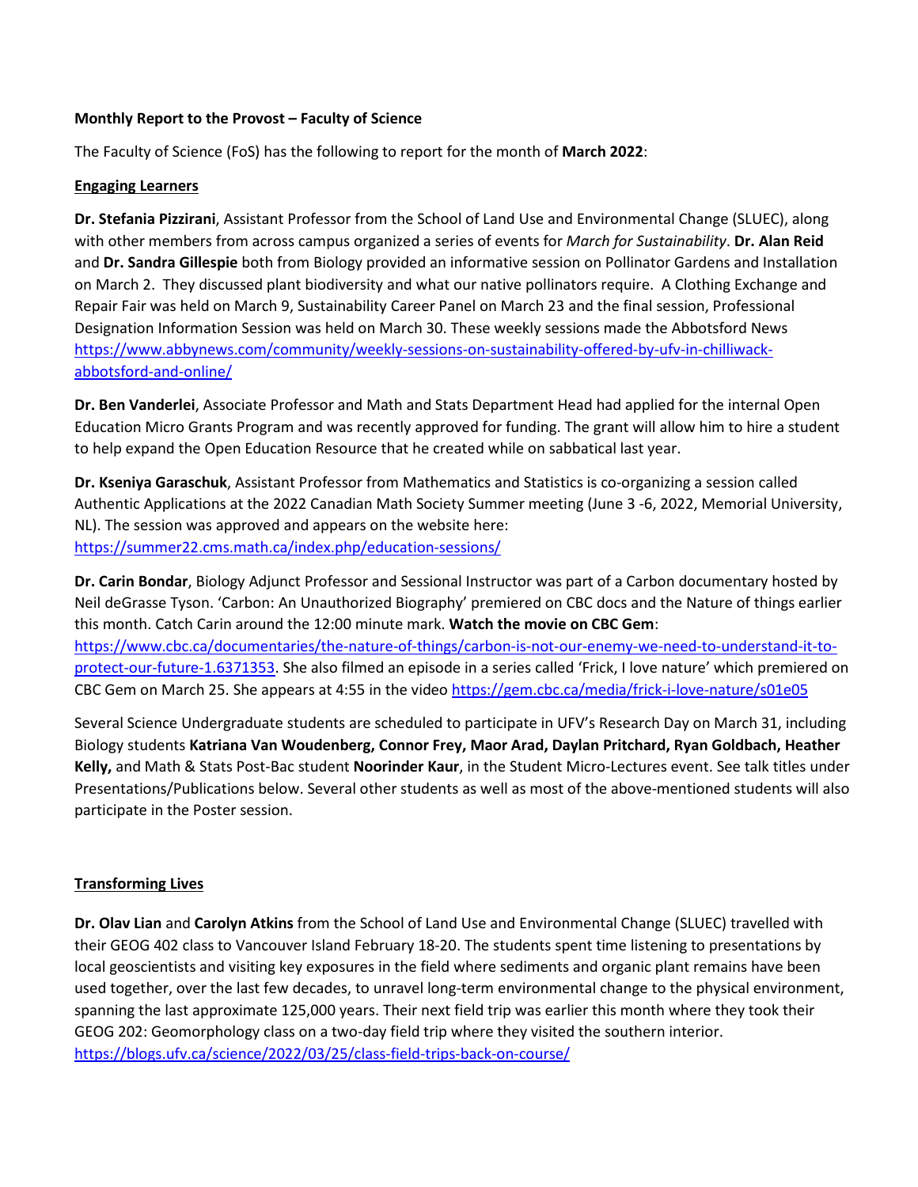**Monthly Report to the Provost – Faculty of Science**

The Faculty of Science (FoS) has the following to report for the month of **March 2022**:

**Engaging Learners**

**Dr. Stefania Pizzirani**, Assistant Professor from the School of Land Use and Environmental Change (SLUEC), along with other members from across campus organized a series of events for *March for Sustainability*. **Dr. Alan Reid** and **Dr. Sandra Gillespie** both from Biology provided an informative session on Pollinator Gardens and Installation on March 2. They discussed plant biodiversity and what our native pollinators require. A Clothing Exchange and Repair Fair was held on March 9, Sustainability Career Panel on March 23 and the final session, Professional Designation Information Session was held on March 30. These weekly sessions made the Abbotsford News https://www.abbynews.com/community/weekly-sessions-on-sustainability-offered-by-ufv-in-chilliwack-abbotsford-and-online/

**Dr. Ben Vanderlei**, Associate Professor and Math and Stats Department Head had applied for the internal Open Education Micro Grants Program and was recently approved for funding. The grant will allow him to hire a student to help expand the Open Education Resource that he created while on sabbatical last year.

**Dr. Kseniya Garaschuk**, Assistant Professor from Mathematics and Statistics is co-organizing a session called Authentic Applications at the 2022 Canadian Math Society Summer meeting (June 3 -6, 2022, Memorial University, NL). The session was approved and appears on the website here: https://summer22.cms.math.ca/index.php/education-sessions/

**Dr. Carin Bondar**, Biology Adjunct Professor and Sessional Instructor was part of a Carbon documentary hosted by Neil deGrasse Tyson. 'Carbon: An Unauthorized Biography' premiered on CBC docs and the Nature of things earlier this month. Catch Carin around the 12:00 minute mark. **Watch the movie on CBC Gem**: https://www.cbc.ca/documentaries/the-nature-of-things/carbon-is-not-our-enemy-we-need-to-understand-it-to-protect-our-future-1.6371353. She also filmed an episode in a series called 'Frick, I love nature' which premiered on CBC Gem on March 25. She appears at 4:55 in the video https://gem.cbc.ca/media/frick-i-love-nature/s01e05

Several Science Undergraduate students are scheduled to participate in UFV's Research Day on March 31, including Biology students **Katriana Van Woudenberg, Connor Frey, Maor Arad, Daylan Pritchard, Ryan Goldbach, Heather Kelly,** and Math & Stats Post-Bac student **Noorinder Kaur**, in the Student Micro-Lectures event. See talk titles under Presentations/Publications below. Several other students as well as most of the above-mentioned students will also participate in the Poster session.

**Transforming Lives**

**Dr. Olav Lian** and **Carolyn Atkins** from the School of Land Use and Environmental Change (SLUEC) travelled with their GEOG 402 class to Vancouver Island February 18-20. The students spent time listening to presentations by local geoscientists and visiting key exposures in the field where sediments and organic plant remains have been used together, over the last few decades, to unravel long-term environmental change to the physical environment, spanning the last approximate 125,000 years. Their next field trip was earlier this month where they took their GEOG 202: Geomorphology class on a two-day field trip where they visited the southern interior. https://blogs.ufv.ca/science/2022/03/25/class-field-trips-back-on-course/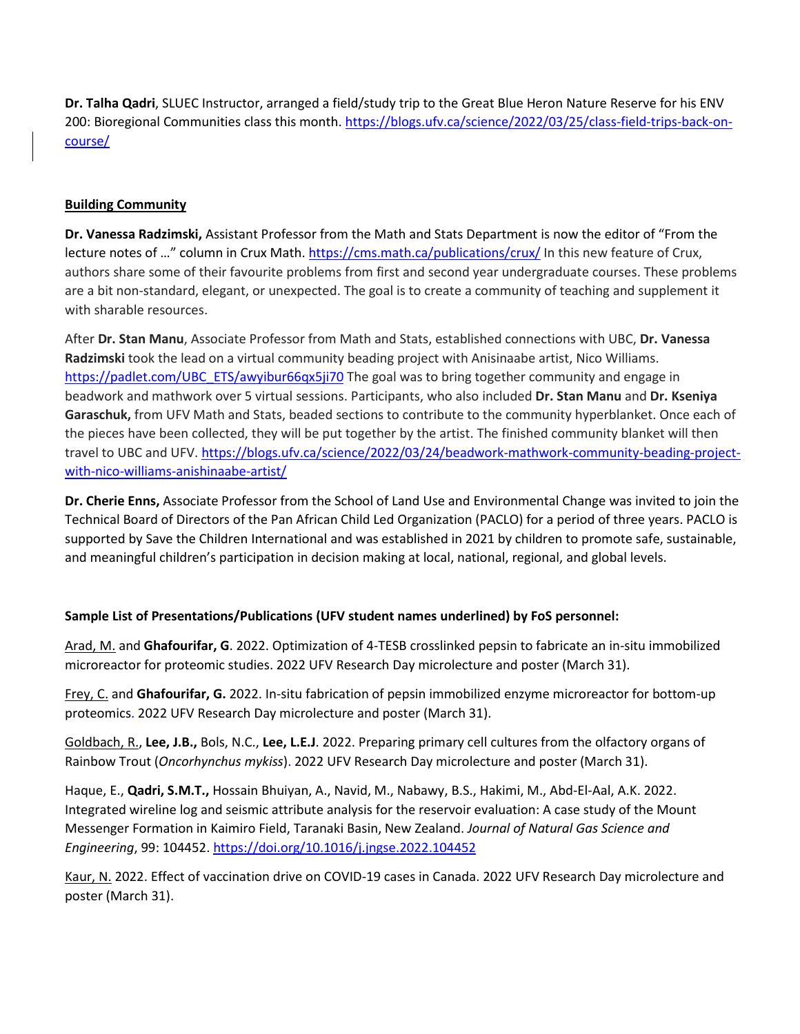**Dr. Talha Qadri**, SLUEC Instructor, arranged a field/study trip to the Great Blue Heron Nature Reserve for his ENV 200: Bioregional Communities class this month. https://blogs.ufv.ca/science/2022/03/25/class-field-trips-back-on-course/

**Building Community**

**Dr. Vanessa Radzimski,** Assistant Professor from the Math and Stats Department is now the editor of "From the lecture notes of …" column in Crux Math. https://cms.math.ca/publications/crux/ In this new feature of Crux, authors share some of their favourite problems from first and second year undergraduate courses. These problems are a bit non-standard, elegant, or unexpected. The goal is to create a community of teaching and supplement it with sharable resources.

After **Dr. Stan Manu**, Associate Professor from Math and Stats, established connections with UBC, **Dr. Vanessa Radzimski** took the lead on a virtual community beading project with Anisinaabe artist, Nico Williams. https://padlet.com/UBC_ETS/awyibur66qx5ji70 The goal was to bring together community and engage in beadwork and mathwork over 5 virtual sessions. Participants, who also included **Dr. Stan Manu** and **Dr. Kseniya Garaschuk,** from UFV Math and Stats, beaded sections to contribute to the community hyperblanket. Once each of the pieces have been collected, they will be put together by the artist. The finished community blanket will then travel to UBC and UFV. https://blogs.ufv.ca/science/2022/03/24/beadwork-mathwork-community-beading-project-with-nico-williams-anishinaabe-artist/

**Dr. Cherie Enns,** Associate Professor from the School of Land Use and Environmental Change was invited to join the Technical Board of Directors of the Pan African Child Led Organization (PACLO) for a period of three years. PACLO is supported by Save the Children International and was established in 2021 by children to promote safe, sustainable, and meaningful children's participation in decision making at local, national, regional, and global levels.

**Sample List of Presentations/Publications (UFV student names underlined) by FoS personnel:**

<u>Arad, M.</u> and **Ghafourifar, G**. 2022. Optimization of 4-TESB crosslinked pepsin to fabricate an in-situ immobilized microreactor for proteomic studies. 2022 UFV Research Day microlecture and poster (March 31).

<u>Frey, C.</u> and **Ghafourifar, G.** 2022. In-situ fabrication of pepsin immobilized enzyme microreactor for bottom-up proteomics. 2022 UFV Research Day microlecture and poster (March 31).

<u>Goldbach, R.</u>, **Lee, J.B.,** Bols, N.C., **Lee, L.E.J**. 2022. Preparing primary cell cultures from the olfactory organs of Rainbow Trout (*Oncorhynchus mykiss*). 2022 UFV Research Day microlecture and poster (March 31).

Haque, E., **Qadri, S.M.T.,** Hossain Bhuiyan, A., Navid, M., Nabawy, B.S., Hakimi, M., Abd-El-Aal, A.K. 2022. Integrated wireline log and seismic attribute analysis for the reservoir evaluation: A case study of the Mount Messenger Formation in Kaimiro Field, Taranaki Basin, New Zealand. *Journal of Natural Gas Science and Engineering*, 99: 104452. https://doi.org/10.1016/j.jngse.2022.104452

<u>Kaur, N.</u> 2022. Effect of vaccination drive on COVID-19 cases in Canada. 2022 UFV Research Day microlecture and poster (March 31).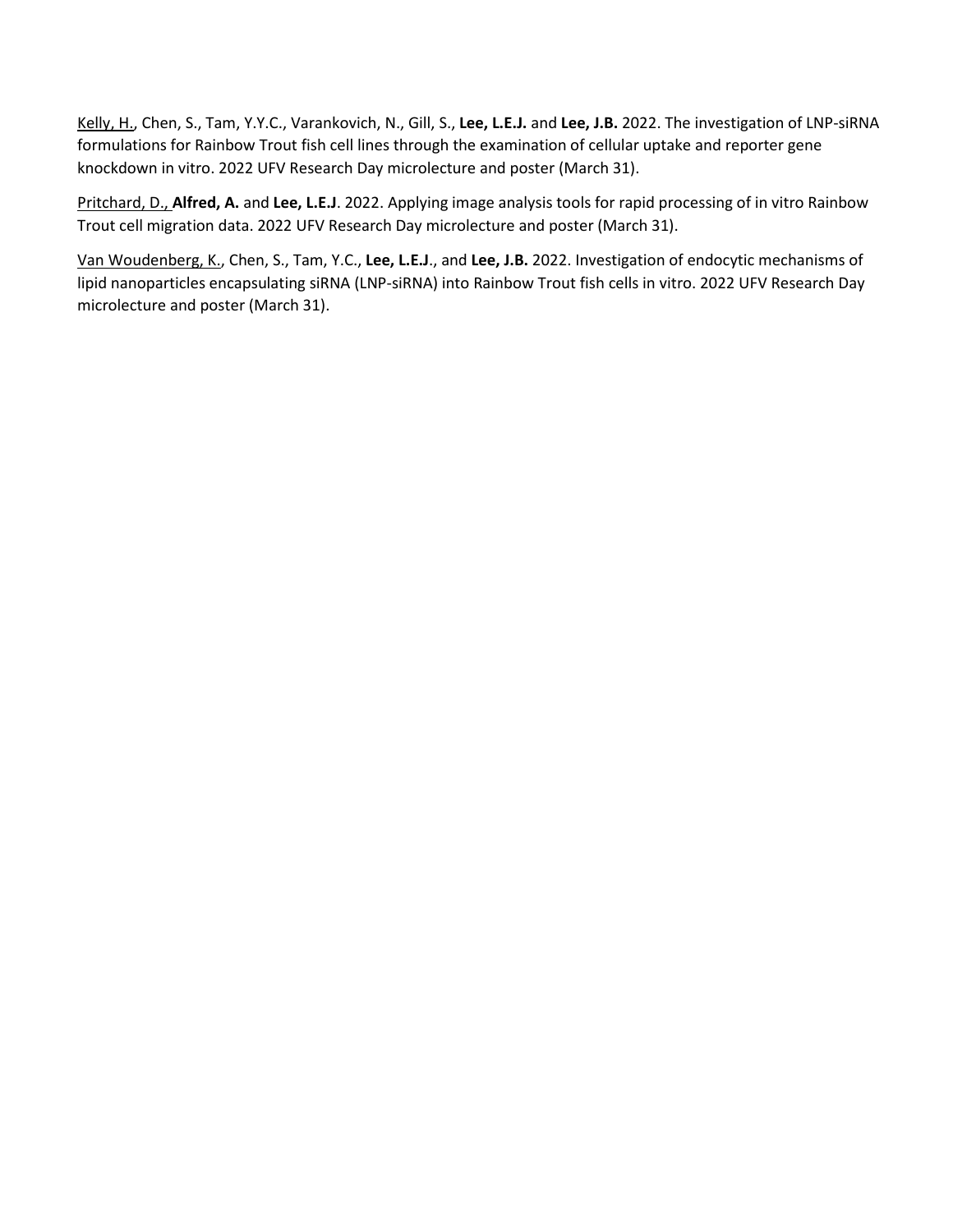<u>Kelly, H.</u>, Chen, S., Tam, Y.Y.C., Varankovich, N., Gill, S., **Lee, L.E.J.** and **Lee, J.B.** 2022. The investigation of LNP-siRNA formulations for Rainbow Trout fish cell lines through the examination of cellular uptake and reporter gene knockdown in vitro. 2022 UFV Research Day microlecture and poster (March 31).

<u>Pritchard, D.,</u> **Alfred, A.** and **Lee, L.E.J**. 2022. Applying image analysis tools for rapid processing of in vitro Rainbow Trout cell migration data. 2022 UFV Research Day microlecture and poster (March 31).

<u>Van Woudenberg, K.</u>, Chen, S., Tam, Y.C., **Lee, L.E.J**., and **Lee, J.B.** 2022. Investigation of endocytic mechanisms of lipid nanoparticles encapsulating siRNA (LNP-siRNA) into Rainbow Trout fish cells in vitro. 2022 UFV Research Day microlecture and poster (March 31).